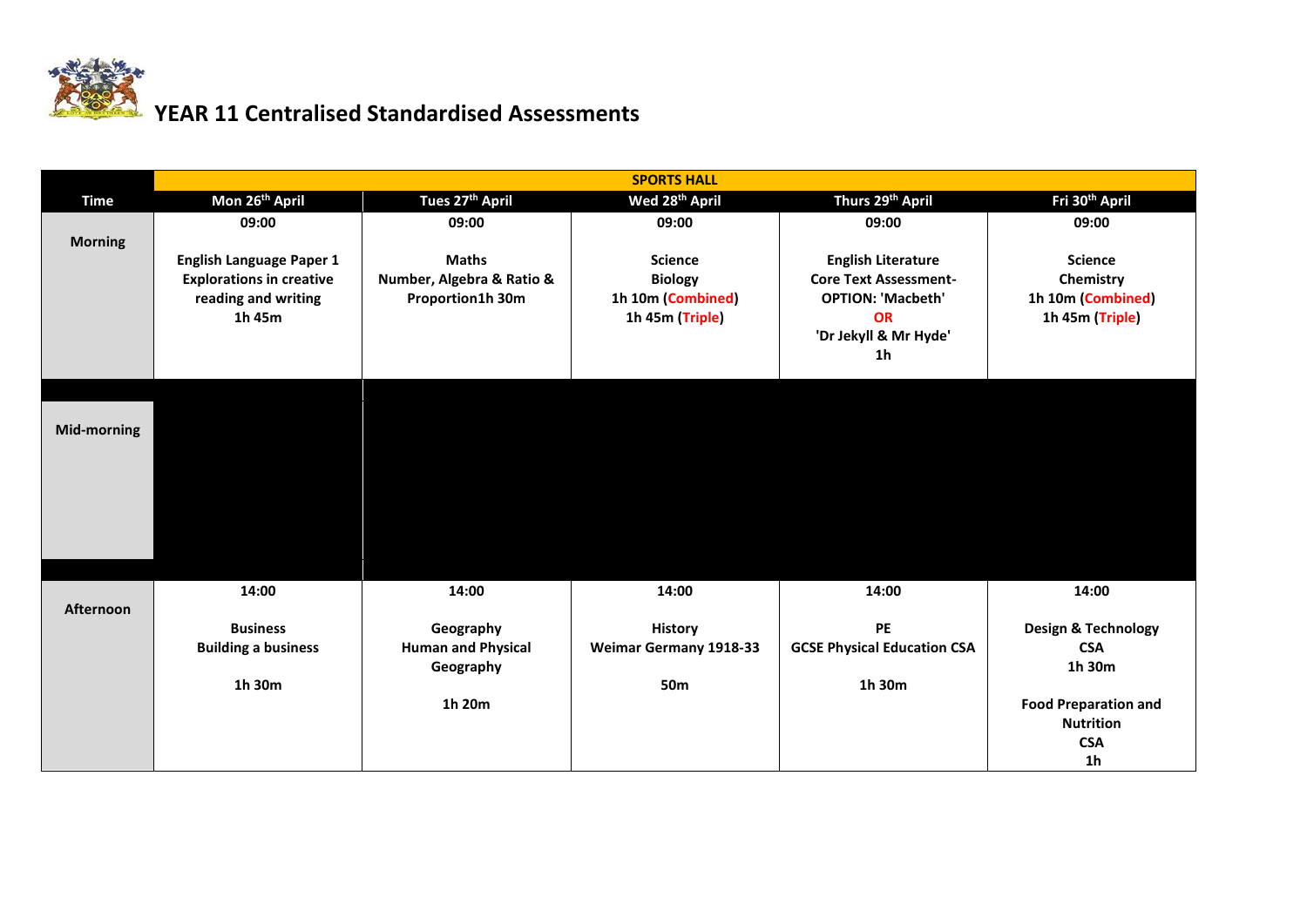# YEAR 11 Centralised Standardised Assessments

| | SPORTS HALL | | | | |
|---|---|---|---|---|---|
| **Time** | **Mon 26th April** | **Tues 27th April** | **Wed 28th April** | **Thurs 29th April** | **Fri 30th April** |
| **Morning** | 09:00<br><br>**English Language Paper 1**<br>**Explorations in creative reading and writing**<br>**1h 45m** | 09:00<br><br>**Maths**<br>**Number, Algebra & Ratio & Proportion1h 30m** | 09:00<br><br>**Science**<br>**Biology**<br>**1h 10m (Combined)**<br>**1h 45m (Triple)** | 09:00<br><br>**English Literature**<br>**Core Text Assessment- OPTION: 'Macbeth'**<br>**OR**<br>**'Dr Jekyll & Mr Hyde'**<br>**1h** | 09:00<br><br>**Science**<br>**Chemistry**<br>**1h 10m (Combined)**<br>**1h 45m (Triple)** |
| **Mid-morning** | | | | | |
| **Afternoon** | 14:00<br><br>**Business**<br>**Building a business**<br><br>**1h 30m** | 14:00<br><br>**Geography**<br>**Human and Physical Geography**<br><br>**1h 20m** | 14:00<br><br>**History**<br>**Weimar Germany 1918-33**<br><br>**50m** | 14:00<br><br>**PE**<br>**GCSE Physical Education CSA**<br><br>**1h 30m** | 14:00<br><br>**Design & Technology**<br>**CSA**<br>**1h 30m**<br><br>**Food Preparation and Nutrition**<br>**CSA**<br>**1h** |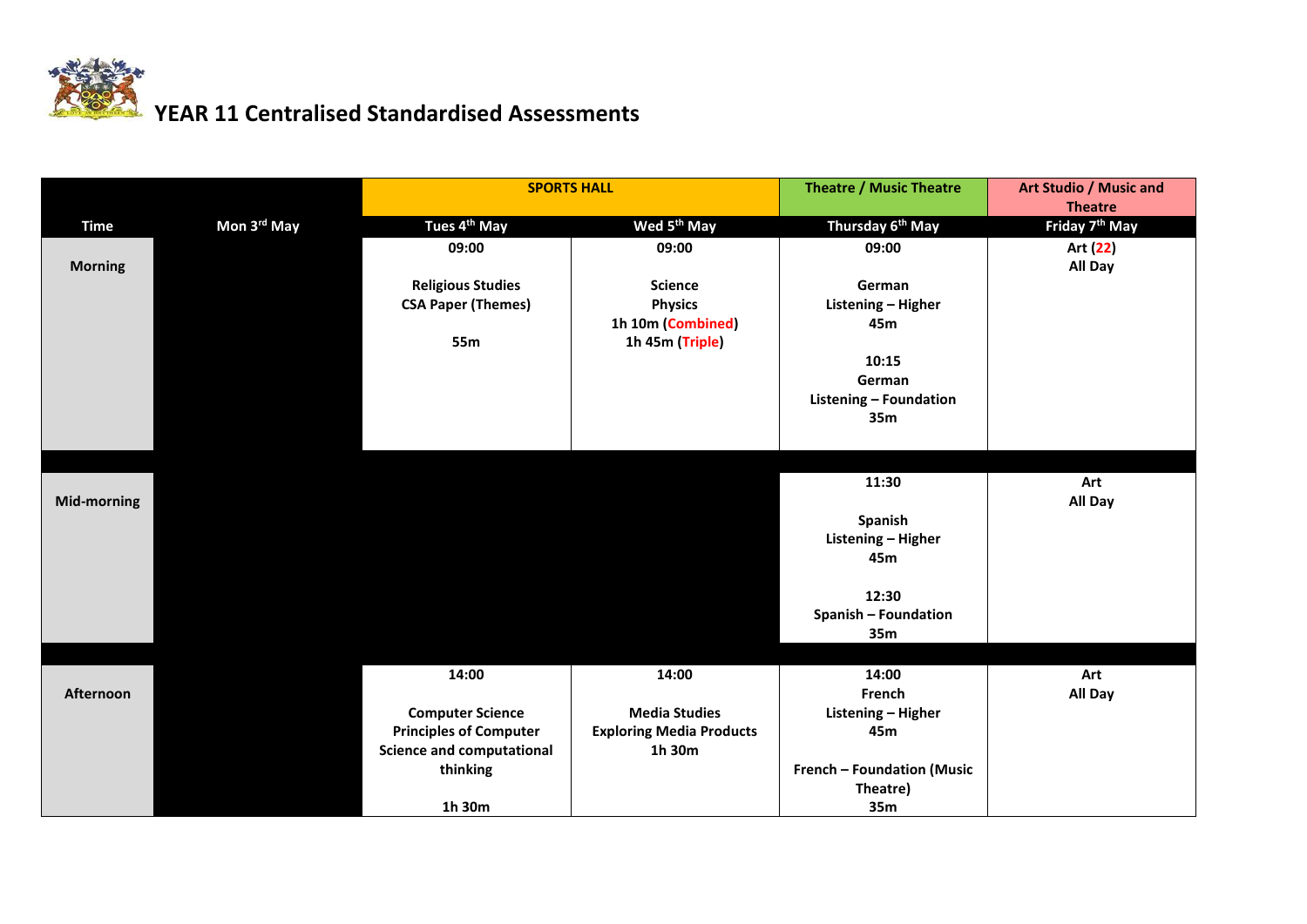# YEAR 11 Centralised Standardised Assessments

| | | SPORTS HALL | | Theatre / Music Theatre | Art Studio / Music and Theatre |
|---|---|---|---|---|---|
| **Time** | **Mon 3rd May** | **Tues 4th May** | **Wed 5th May** | **Thursday 6th May** | **Friday 7th May** |
| **Morning** | | **09:00**<br><br>**Religious Studies**<br>**CSA Paper (Themes)**<br><br>**55m** | **09:00**<br><br>**Science**<br>**Physics**<br>**1h 10m (Combined)**<br>**1h 45m (Triple)** | **09:00**<br><br>**German**<br>**Listening – Higher**<br>**45m**<br><br>**10:15**<br>**German**<br>**Listening – Foundation**<br>**35m** | **Art (22)**<br>**All Day** |
| **Mid-morning** | | | | **11:30**<br><br>**Spanish**<br>**Listening – Higher**<br>**45m**<br><br>**12:30**<br>**Spanish – Foundation**<br>**35m** | **Art**<br>**All Day** |
| **Afternoon** | | **14:00**<br><br>**Computer Science**<br>**Principles of Computer Science and computational thinking**<br><br>**1h 30m** | **14:00**<br><br>**Media Studies**<br>**Exploring Media Products**<br>**1h 30m** | **14:00**<br>**French**<br>**Listening – Higher**<br>**45m**<br><br>**French – Foundation (Music Theatre)**<br>**35m** | **Art**<br>**All Day** |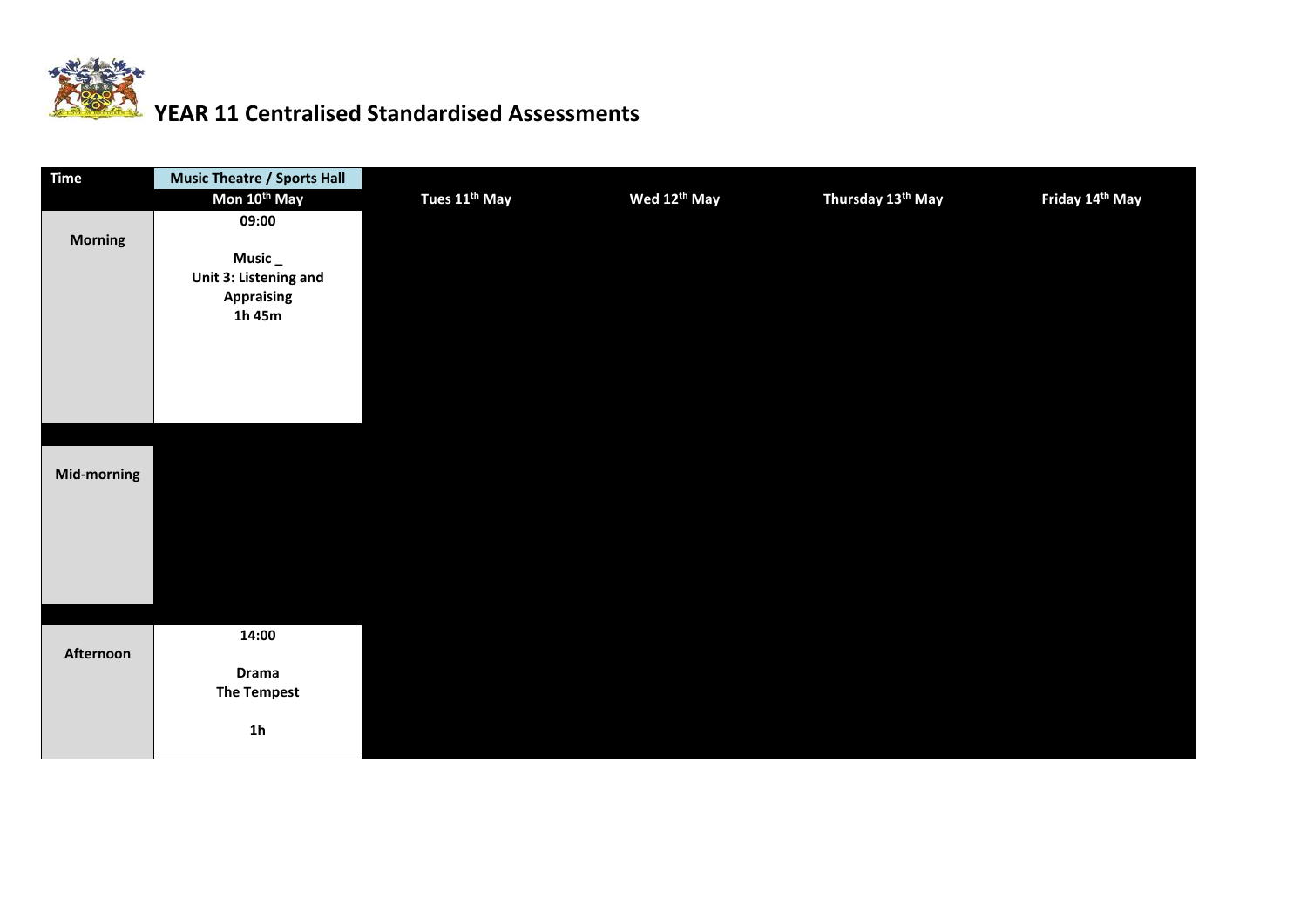# YEAR 11 Centralised Standardised Assessments

| Time | Music Theatre / Sports Hall<br>Mon 10th May | Tues 11th May | Wed 12th May | Thursday 13th May | Friday 14th May |
|---|---|---|---|---|---|
| Morning | 09:00<br><br>Music _<br>Unit 3: Listening and Appraising<br>1h 45m | | | | |
| Mid-morning | | | | | |
| Afternoon | 14:00<br><br>Drama<br>The Tempest<br><br>1h | | | | |